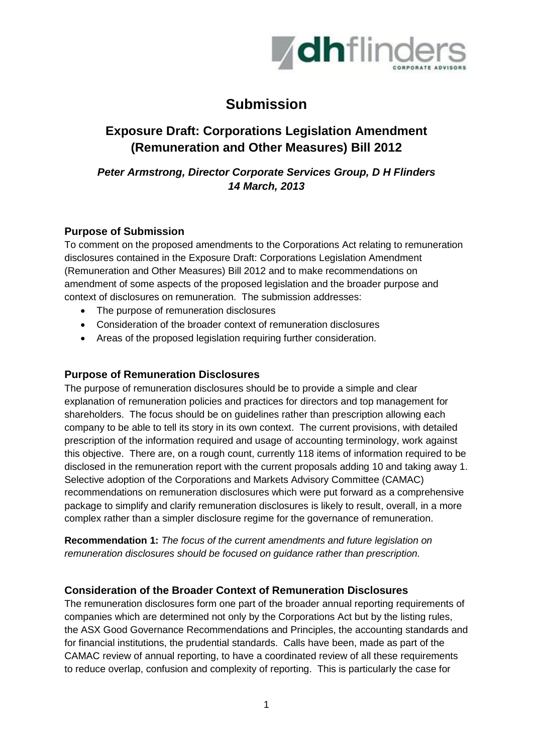# Submission

## Exposure Draft: Corporations Legislation Amendment (Remuneration and Other Measures) Bill 2012

***Peter Armstrong, Director Corporate Services Group, D H Flinders***
***14 March, 2013***

### Purpose of Submission

To comment on the proposed amendments to the Corporations Act relating to remuneration disclosures contained in the Exposure Draft: Corporations Legislation Amendment (Remuneration and Other Measures) Bill 2012 and to make recommendations on amendment of some aspects of the proposed legislation and the broader purpose and context of disclosures on remuneration. The submission addresses:

- The purpose of remuneration disclosures
- Consideration of the broader context of remuneration disclosures
- Areas of the proposed legislation requiring further consideration.

### Purpose of Remuneration Disclosures

The purpose of remuneration disclosures should be to provide a simple and clear explanation of remuneration policies and practices for directors and top management for shareholders. The focus should be on guidelines rather than prescription allowing each company to be able to tell its story in its own context. The current provisions, with detailed prescription of the information required and usage of accounting terminology, work against this objective. There are, on a rough count, currently 118 items of information required to be disclosed in the remuneration report with the current proposals adding 10 and taking away 1. Selective adoption of the Corporations and Markets Advisory Committee (CAMAC) recommendations on remuneration disclosures which were put forward as a comprehensive package to simplify and clarify remuneration disclosures is likely to result, overall, in a more complex rather than a simpler disclosure regime for the governance of remuneration.

**Recommendation 1:** *The focus of the current amendments and future legislation on remuneration disclosures should be focused on guidance rather than prescription.*

### Consideration of the Broader Context of Remuneration Disclosures

The remuneration disclosures form one part of the broader annual reporting requirements of companies which are determined not only by the Corporations Act but by the listing rules, the ASX Good Governance Recommendations and Principles, the accounting standards and for financial institutions, the prudential standards. Calls have been, made as part of the CAMAC review of annual reporting, to have a coordinated review of all these requirements to reduce overlap, confusion and complexity of reporting. This is particularly the case for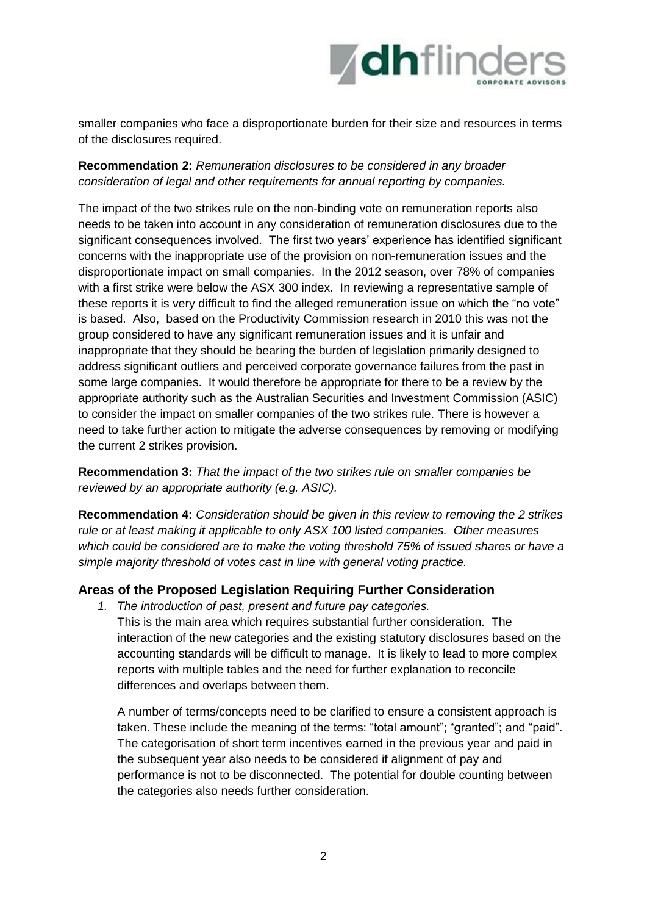smaller companies who face a disproportionate burden for their size and resources in terms of the disclosures required.

**Recommendation 2:** *Remuneration disclosures to be considered in any broader consideration of legal and other requirements for annual reporting by companies.*

The impact of the two strikes rule on the non-binding vote on remuneration reports also needs to be taken into account in any consideration of remuneration disclosures due to the significant consequences involved. The first two years' experience has identified significant concerns with the inappropriate use of the provision on non-remuneration issues and the disproportionate impact on small companies. In the 2012 season, over 78% of companies with a first strike were below the ASX 300 index. In reviewing a representative sample of these reports it is very difficult to find the alleged remuneration issue on which the "no vote" is based. Also, based on the Productivity Commission research in 2010 this was not the group considered to have any significant remuneration issues and it is unfair and inappropriate that they should be bearing the burden of legislation primarily designed to address significant outliers and perceived corporate governance failures from the past in some large companies. It would therefore be appropriate for there to be a review by the appropriate authority such as the Australian Securities and Investment Commission (ASIC) to consider the impact on smaller companies of the two strikes rule. There is however a need to take further action to mitigate the adverse consequences by removing or modifying the current 2 strikes provision.

**Recommendation 3:** *That the impact of the two strikes rule on smaller companies be reviewed by an appropriate authority (e.g. ASIC).*

**Recommendation 4:** *Consideration should be given in this review to removing the 2 strikes rule or at least making it applicable to only ASX 100 listed companies. Other measures which could be considered are to make the voting threshold 75% of issued shares or have a simple majority threshold of votes cast in line with general voting practice.*

## Areas of the Proposed Legislation Requiring Further Consideration

1. *The introduction of past, present and future pay categories.*
   This is the main area which requires substantial further consideration. The interaction of the new categories and the existing statutory disclosures based on the accounting standards will be difficult to manage. It is likely to lead to more complex reports with multiple tables and the need for further explanation to reconcile differences and overlaps between them.

   A number of terms/concepts need to be clarified to ensure a consistent approach is taken. These include the meaning of the terms: "total amount"; "granted"; and "paid". The categorisation of short term incentives earned in the previous year and paid in the subsequent year also needs to be considered if alignment of pay and performance is not to be disconnected. The potential for double counting between the categories also needs further consideration.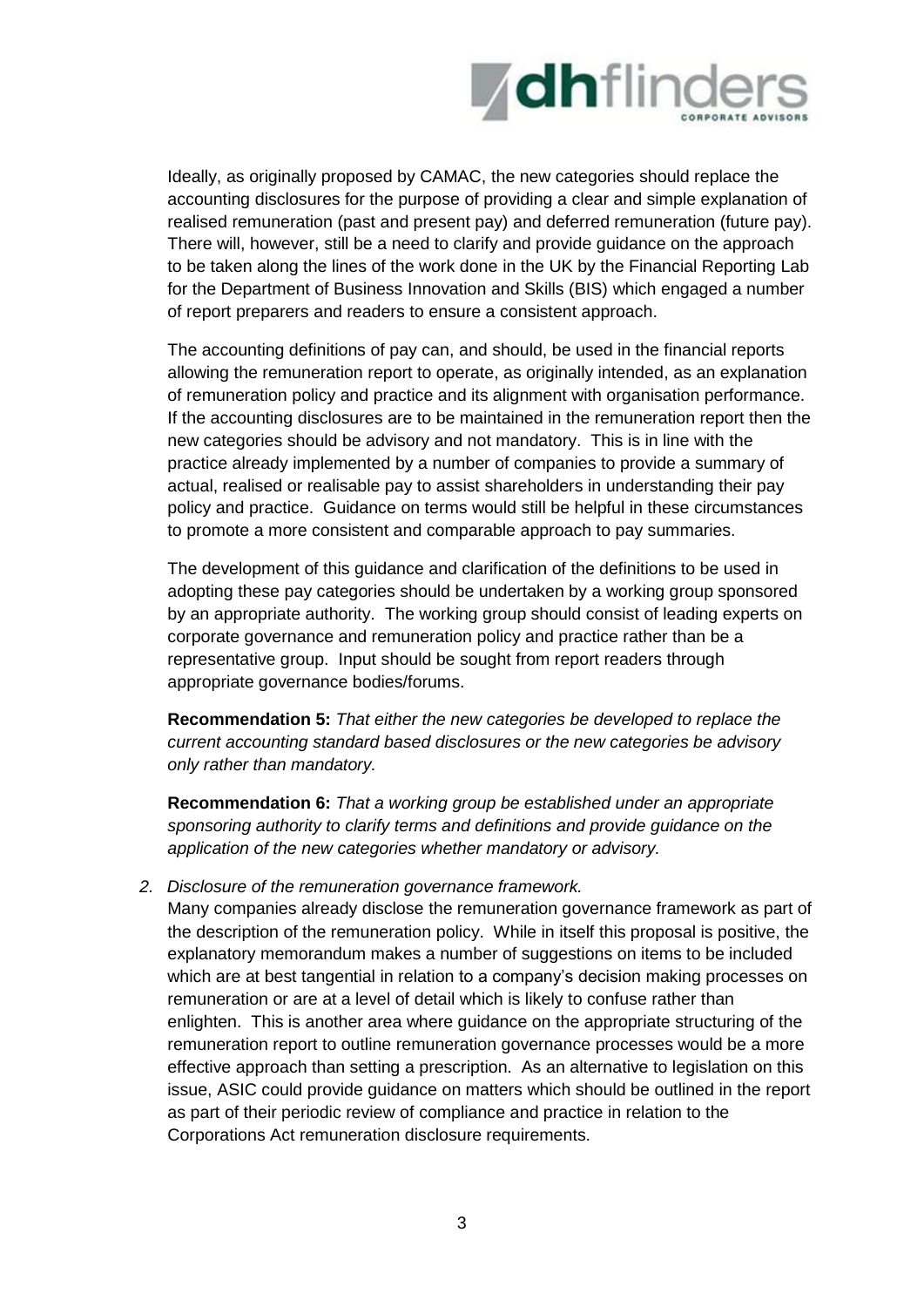Ideally, as originally proposed by CAMAC, the new categories should replace the accounting disclosures for the purpose of providing a clear and simple explanation of realised remuneration (past and present pay) and deferred remuneration (future pay). There will, however, still be a need to clarify and provide guidance on the approach to be taken along the lines of the work done in the UK by the Financial Reporting Lab for the Department of Business Innovation and Skills (BIS) which engaged a number of report preparers and readers to ensure a consistent approach.

The accounting definitions of pay can, and should, be used in the financial reports allowing the remuneration report to operate, as originally intended, as an explanation of remuneration policy and practice and its alignment with organisation performance. If the accounting disclosures are to be maintained in the remuneration report then the new categories should be advisory and not mandatory. This is in line with the practice already implemented by a number of companies to provide a summary of actual, realised or realisable pay to assist shareholders in understanding their pay policy and practice. Guidance on terms would still be helpful in these circumstances to promote a more consistent and comparable approach to pay summaries.

The development of this guidance and clarification of the definitions to be used in adopting these pay categories should be undertaken by a working group sponsored by an appropriate authority. The working group should consist of leading experts on corporate governance and remuneration policy and practice rather than be a representative group. Input should be sought from report readers through appropriate governance bodies/forums.

**Recommendation 5:** *That either the new categories be developed to replace the current accounting standard based disclosures or the new categories be advisory only rather than mandatory.*

**Recommendation 6:** *That a working group be established under an appropriate sponsoring authority to clarify terms and definitions and provide guidance on the application of the new categories whether mandatory or advisory.*

2. *Disclosure of the remuneration governance framework.*
   Many companies already disclose the remuneration governance framework as part of the description of the remuneration policy. While in itself this proposal is positive, the explanatory memorandum makes a number of suggestions on items to be included which are at best tangential in relation to a company's decision making processes on remuneration or are at a level of detail which is likely to confuse rather than enlighten. This is another area where guidance on the appropriate structuring of the remuneration report to outline remuneration governance processes would be a more effective approach than setting a prescription. As an alternative to legislation on this issue, ASIC could provide guidance on matters which should be outlined in the report as part of their periodic review of compliance and practice in relation to the Corporations Act remuneration disclosure requirements.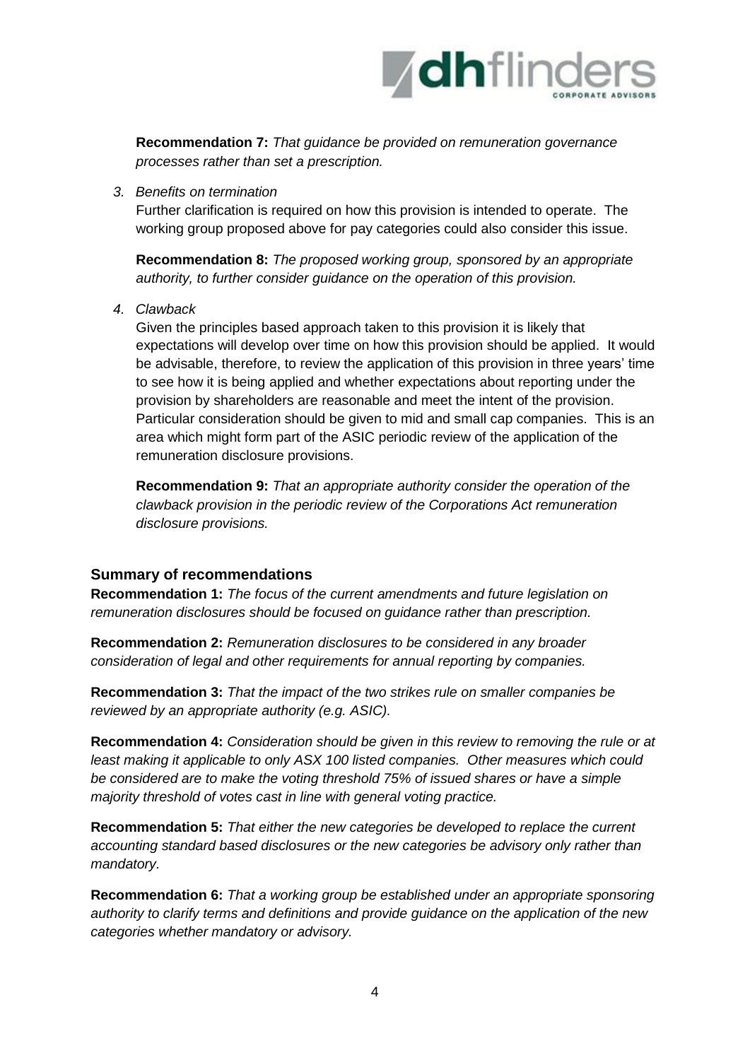**Recommendation 7:** *That guidance be provided on remuneration governance processes rather than set a prescription.*

3. *Benefits on termination*

   Further clarification is required on how this provision is intended to operate. The working group proposed above for pay categories could also consider this issue.

   **Recommendation 8:** *The proposed working group, sponsored by an appropriate authority, to further consider guidance on the operation of this provision.*

4. *Clawback*

   Given the principles based approach taken to this provision it is likely that expectations will develop over time on how this provision should be applied. It would be advisable, therefore, to review the application of this provision in three years' time to see how it is being applied and whether expectations about reporting under the provision by shareholders are reasonable and meet the intent of the provision. Particular consideration should be given to mid and small cap companies. This is an area which might form part of the ASIC periodic review of the application of the remuneration disclosure provisions.

   **Recommendation 9:** *That an appropriate authority consider the operation of the clawback provision in the periodic review of the Corporations Act remuneration disclosure provisions.*

## Summary of recommendations

**Recommendation 1:** *The focus of the current amendments and future legislation on remuneration disclosures should be focused on guidance rather than prescription.*

**Recommendation 2:** *Remuneration disclosures to be considered in any broader consideration of legal and other requirements for annual reporting by companies.*

**Recommendation 3:** *That the impact of the two strikes rule on smaller companies be reviewed by an appropriate authority (e.g. ASIC).*

**Recommendation 4:** *Consideration should be given in this review to removing the rule or at least making it applicable to only ASX 100 listed companies. Other measures which could be considered are to make the voting threshold 75% of issued shares or have a simple majority threshold of votes cast in line with general voting practice.*

**Recommendation 5:** *That either the new categories be developed to replace the current accounting standard based disclosures or the new categories be advisory only rather than mandatory.*

**Recommendation 6:** *That a working group be established under an appropriate sponsoring authority to clarify terms and definitions and provide guidance on the application of the new categories whether mandatory or advisory.*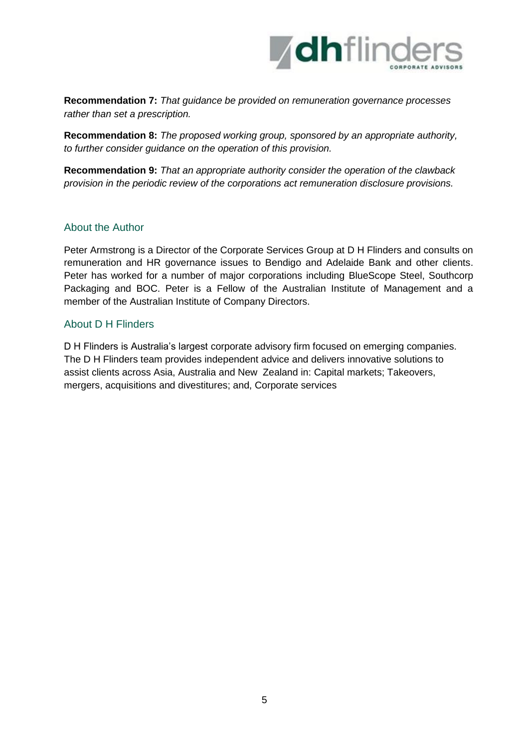**Recommendation 7:** *That guidance be provided on remuneration governance processes rather than set a prescription.*

**Recommendation 8:** *The proposed working group, sponsored by an appropriate authority, to further consider guidance on the operation of this provision.*

**Recommendation 9:** *That an appropriate authority consider the operation of the clawback provision in the periodic review of the corporations act remuneration disclosure provisions.*

## About the Author

Peter Armstrong is a Director of the Corporate Services Group at D H Flinders and consults on remuneration and HR governance issues to Bendigo and Adelaide Bank and other clients. Peter has worked for a number of major corporations including BlueScope Steel, Southcorp Packaging and BOC. Peter is a Fellow of the Australian Institute of Management and a member of the Australian Institute of Company Directors.

## About D H Flinders

D H Flinders is Australia's largest corporate advisory firm focused on emerging companies. The D H Flinders team provides independent advice and delivers innovative solutions to assist clients across Asia, Australia and New Zealand in: Capital markets; Takeovers, mergers, acquisitions and divestitures; and, Corporate services